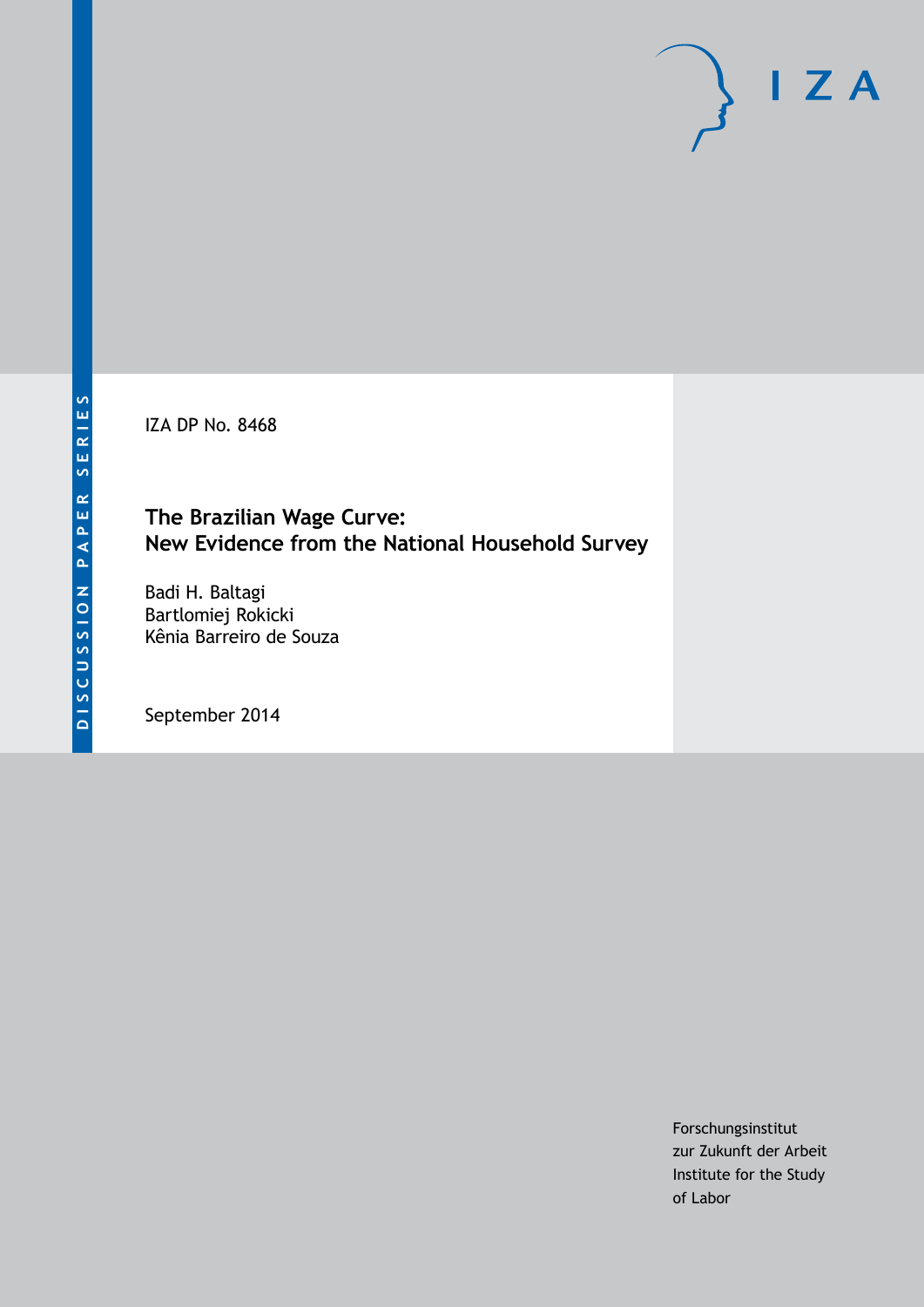DISCUSSION PAPER SERIES

IZA DP No. 8468

# The Brazilian Wage Curve: New Evidence from the National Household Survey

Badi H. Baltagi
Bartlomiej Rokicki
Kênia Barreiro de Souza

September 2014

Forschungsinstitut
zur Zukunft der Arbeit
Institute for the Study
of Labor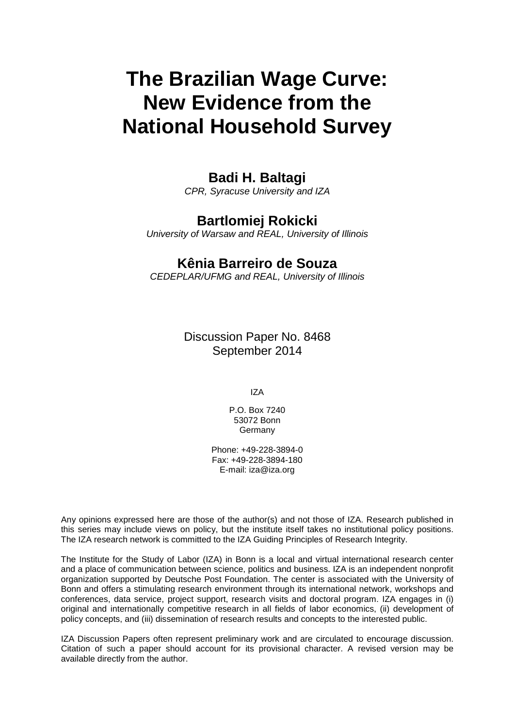# The Brazilian Wage Curve: New Evidence from the National Household Survey

**Badi H. Baltagi**  
*CPR, Syracuse University and IZA*

**Bartlomiej Rokicki**  
*University of Warsaw and REAL, University of Illinois*

**Kênia Barreiro de Souza**  
*CEDEPLAR/UFMG and REAL, University of Illinois*

Discussion Paper No. 8468  
September 2014

IZA

P.O. Box 7240  
53072 Bonn  
Germany

Phone: +49-228-3894-0  
Fax: +49-228-3894-180  
E-mail: iza@iza.org

Any opinions expressed here are those of the author(s) and not those of IZA. Research published in this series may include views on policy, but the institute itself takes no institutional policy positions. The IZA research network is committed to the IZA Guiding Principles of Research Integrity.

The Institute for the Study of Labor (IZA) in Bonn is a local and virtual international research center and a place of communication between science, politics and business. IZA is an independent nonprofit organization supported by Deutsche Post Foundation. The center is associated with the University of Bonn and offers a stimulating research environment through its international network, workshops and conferences, data service, project support, research visits and doctoral program. IZA engages in (i) original and internationally competitive research in all fields of labor economics, (ii) development of policy concepts, and (iii) dissemination of research results and concepts to the interested public.

IZA Discussion Papers often represent preliminary work and are circulated to encourage discussion. Citation of such a paper should account for its provisional character. A revised version may be available directly from the author.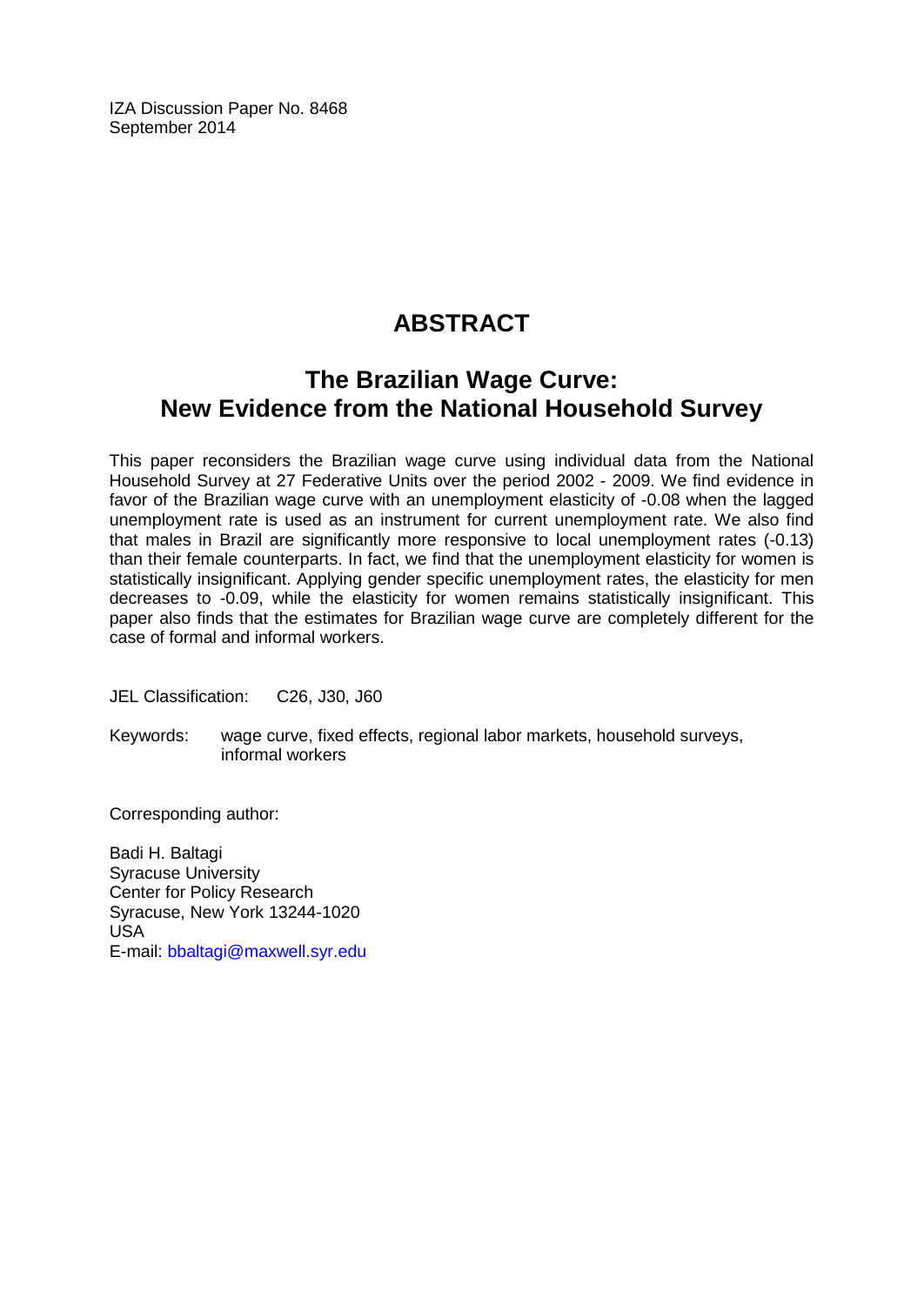IZA Discussion Paper No. 8468
September 2014

# ABSTRACT

## The Brazilian Wage Curve: New Evidence from the National Household Survey

This paper reconsiders the Brazilian wage curve using individual data from the National Household Survey at 27 Federative Units over the period 2002 - 2009. We find evidence in favor of the Brazilian wage curve with an unemployment elasticity of -0.08 when the lagged unemployment rate is used as an instrument for current unemployment rate. We also find that males in Brazil are significantly more responsive to local unemployment rates (-0.13) than their female counterparts. In fact, we find that the unemployment elasticity for women is statistically insignificant. Applying gender specific unemployment rates, the elasticity for men decreases to -0.09, while the elasticity for women remains statistically insignificant. This paper also finds that the estimates for Brazilian wage curve are completely different for the case of formal and informal workers.

JEL Classification: C26, J30, J60

Keywords: wage curve, fixed effects, regional labor markets, household surveys, informal workers

Corresponding author:

Badi H. Baltagi
Syracuse University
Center for Policy Research
Syracuse, New York 13244-1020
USA
E-mail: bbaltagi@maxwell.syr.edu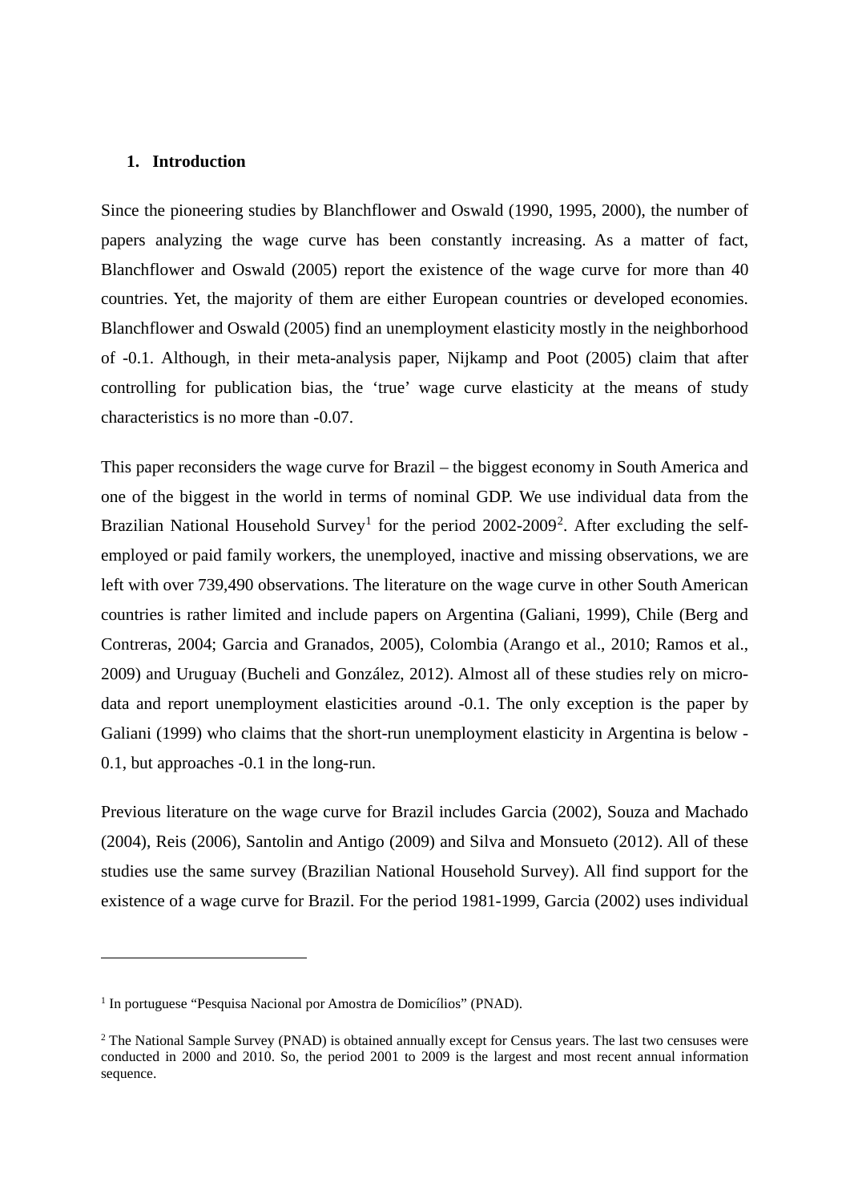## 1. Introduction

Since the pioneering studies by Blanchflower and Oswald (1990, 1995, 2000), the number of papers analyzing the wage curve has been constantly increasing. As a matter of fact, Blanchflower and Oswald (2005) report the existence of the wage curve for more than 40 countries. Yet, the majority of them are either European countries or developed economies. Blanchflower and Oswald (2005) find an unemployment elasticity mostly in the neighborhood of -0.1. Although, in their meta-analysis paper, Nijkamp and Poot (2005) claim that after controlling for publication bias, the 'true' wage curve elasticity at the means of study characteristics is no more than -0.07.

This paper reconsiders the wage curve for Brazil – the biggest economy in South America and one of the biggest in the world in terms of nominal GDP. We use individual data from the Brazilian National Household Survey[1] for the period 2002-2009[2]. After excluding the self-employed or paid family workers, the unemployed, inactive and missing observations, we are left with over 739,490 observations. The literature on the wage curve in other South American countries is rather limited and include papers on Argentina (Galiani, 1999), Chile (Berg and Contreras, 2004; Garcia and Granados, 2005), Colombia (Arango et al., 2010; Ramos et al., 2009) and Uruguay (Bucheli and González, 2012). Almost all of these studies rely on micro-data and report unemployment elasticities around -0.1. The only exception is the paper by Galiani (1999) who claims that the short-run unemployment elasticity in Argentina is below -0.1, but approaches -0.1 in the long-run.

Previous literature on the wage curve for Brazil includes Garcia (2002), Souza and Machado (2004), Reis (2006), Santolin and Antigo (2009) and Silva and Monsueto (2012). All of these studies use the same survey (Brazilian National Household Survey). All find support for the existence of a wage curve for Brazil. For the period 1981-1999, Garcia (2002) uses individual

---

[1] In portuguese "Pesquisa Nacional por Amostra de Domicílios" (PNAD).

[2] The National Sample Survey (PNAD) is obtained annually except for Census years. The last two censuses were conducted in 2000 and 2010. So, the period 2001 to 2009 is the largest and most recent annual information sequence.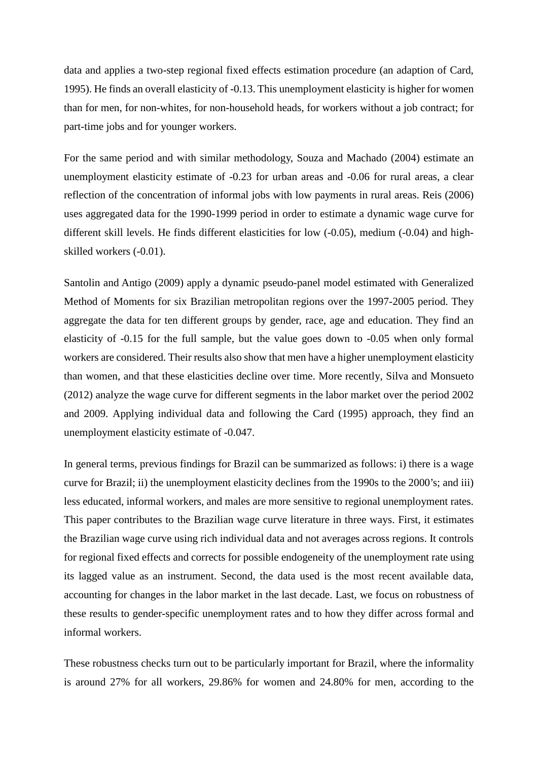data and applies a two-step regional fixed effects estimation procedure (an adaption of Card, 1995). He finds an overall elasticity of -0.13. This unemployment elasticity is higher for women than for men, for non-whites, for non-household heads, for workers without a job contract; for part-time jobs and for younger workers.

For the same period and with similar methodology, Souza and Machado (2004) estimate an unemployment elasticity estimate of -0.23 for urban areas and -0.06 for rural areas, a clear reflection of the concentration of informal jobs with low payments in rural areas. Reis (2006) uses aggregated data for the 1990-1999 period in order to estimate a dynamic wage curve for different skill levels. He finds different elasticities for low (-0.05), medium (-0.04) and high-skilled workers (-0.01).

Santolin and Antigo (2009) apply a dynamic pseudo-panel model estimated with Generalized Method of Moments for six Brazilian metropolitan regions over the 1997-2005 period. They aggregate the data for ten different groups by gender, race, age and education. They find an elasticity of -0.15 for the full sample, but the value goes down to -0.05 when only formal workers are considered. Their results also show that men have a higher unemployment elasticity than women, and that these elasticities decline over time. More recently, Silva and Monsueto (2012) analyze the wage curve for different segments in the labor market over the period 2002 and 2009. Applying individual data and following the Card (1995) approach, they find an unemployment elasticity estimate of -0.047.

In general terms, previous findings for Brazil can be summarized as follows: i) there is a wage curve for Brazil; ii) the unemployment elasticity declines from the 1990s to the 2000's; and iii) less educated, informal workers, and males are more sensitive to regional unemployment rates. This paper contributes to the Brazilian wage curve literature in three ways. First, it estimates the Brazilian wage curve using rich individual data and not averages across regions. It controls for regional fixed effects and corrects for possible endogeneity of the unemployment rate using its lagged value as an instrument. Second, the data used is the most recent available data, accounting for changes in the labor market in the last decade. Last, we focus on robustness of these results to gender-specific unemployment rates and to how they differ across formal and informal workers.

These robustness checks turn out to be particularly important for Brazil, where the informality is around 27% for all workers, 29.86% for women and 24.80% for men, according to the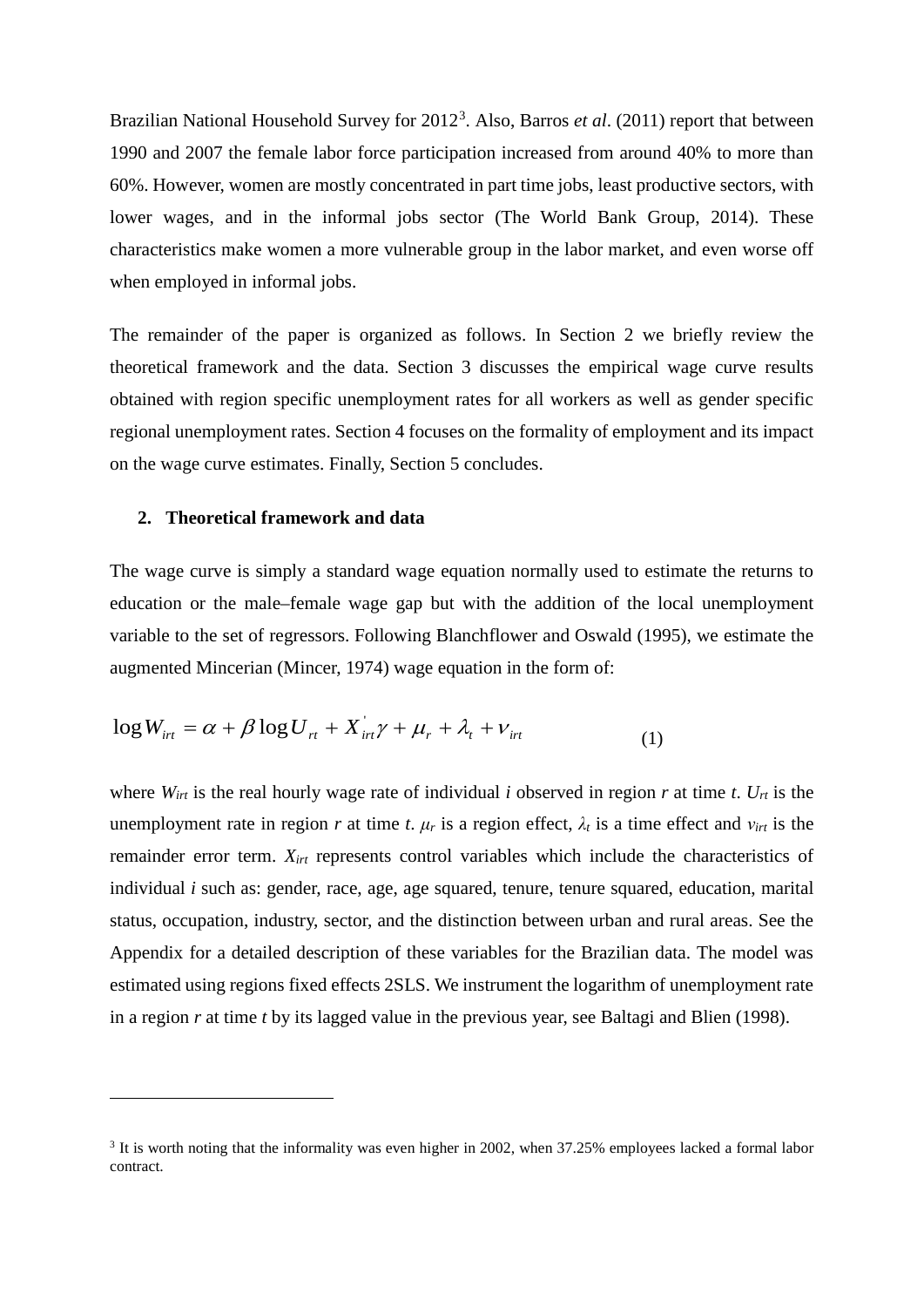Brazilian National Household Survey for 2012[3]. Also, Barros *et al*. (2011) report that between 1990 and 2007 the female labor force participation increased from around 40% to more than 60%. However, women are mostly concentrated in part time jobs, least productive sectors, with lower wages, and in the informal jobs sector (The World Bank Group, 2014). These characteristics make women a more vulnerable group in the labor market, and even worse off when employed in informal jobs.

The remainder of the paper is organized as follows. In Section 2 we briefly review the theoretical framework and the data. Section 3 discusses the empirical wage curve results obtained with region specific unemployment rates for all workers as well as gender specific regional unemployment rates. Section 4 focuses on the formality of employment and its impact on the wage curve estimates. Finally, Section 5 concludes.

## 2. Theoretical framework and data

The wage curve is simply a standard wage equation normally used to estimate the returns to education or the male–female wage gap but with the addition of the local unemployment variable to the set of regressors. Following Blanchflower and Oswald (1995), we estimate the augmented Mincerian (Mincer, 1974) wage equation in the form of:

$$\log W_{irt} = \alpha + \beta \log U_{rt} + X'_{irt}\gamma + \mu_r + \lambda_t + \nu_{irt} \tag{1}$$

where $W_{irt}$ is the real hourly wage rate of individual *i* observed in region *r* at time *t*. $U_{rt}$ is the unemployment rate in region *r* at time *t*. $\mu_r$ is a region effect, $\lambda_t$ is a time effect and $\nu_{irt}$ is the remainder error term. $X_{irt}$ represents control variables which include the characteristics of individual *i* such as: gender, race, age, age squared, tenure, tenure squared, education, marital status, occupation, industry, sector, and the distinction between urban and rural areas. See the Appendix for a detailed description of these variables for the Brazilian data. The model was estimated using regions fixed effects 2SLS. We instrument the logarithm of unemployment rate in a region *r* at time *t* by its lagged value in the previous year, see Baltagi and Blien (1998).

---

[3] It is worth noting that the informality was even higher in 2002, when 37.25% employees lacked a formal labor contract.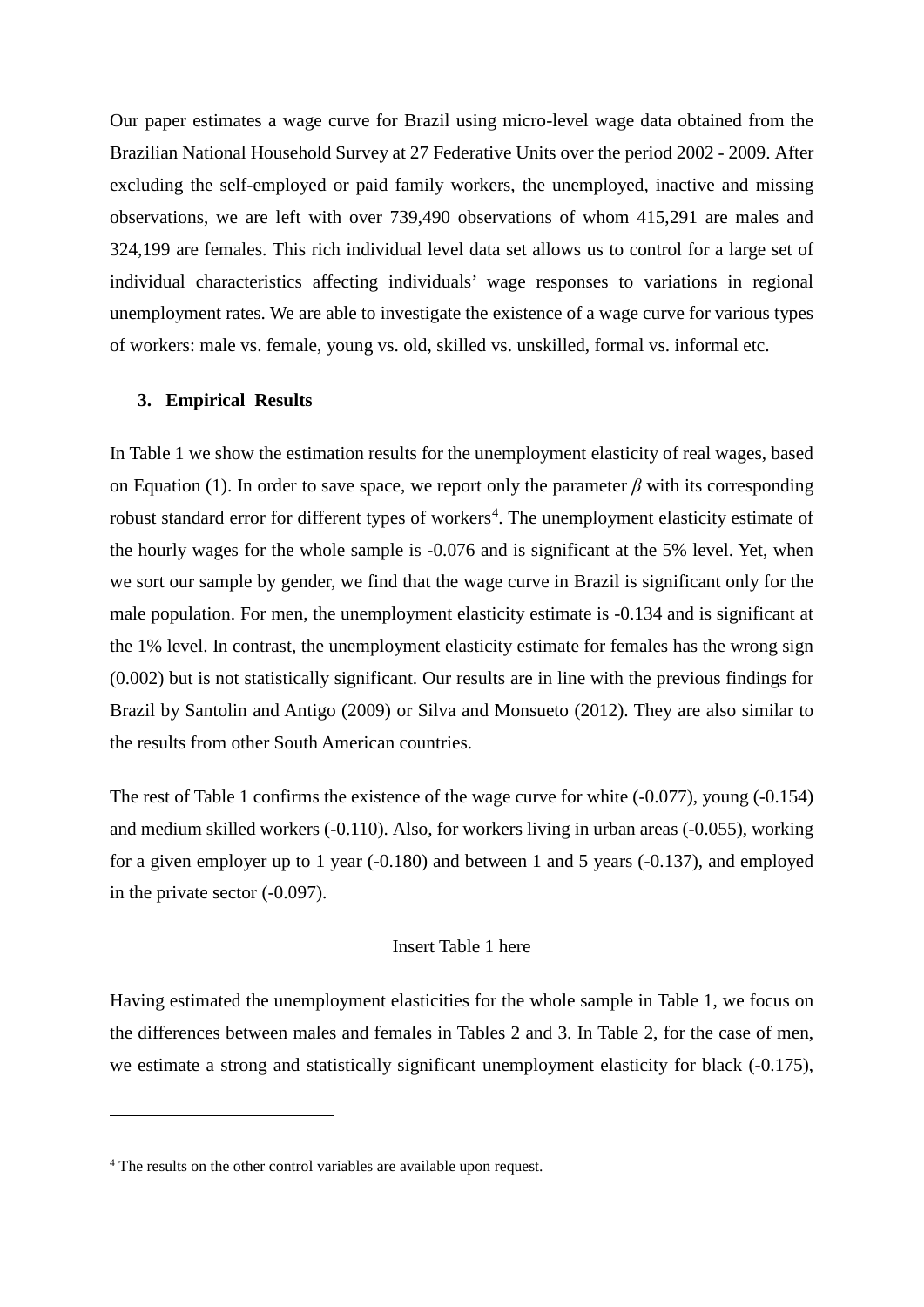Our paper estimates a wage curve for Brazil using micro-level wage data obtained from the Brazilian National Household Survey at 27 Federative Units over the period 2002 - 2009. After excluding the self-employed or paid family workers, the unemployed, inactive and missing observations, we are left with over 739,490 observations of whom 415,291 are males and 324,199 are females. This rich individual level data set allows us to control for a large set of individual characteristics affecting individuals' wage responses to variations in regional unemployment rates. We are able to investigate the existence of a wage curve for various types of workers: male vs. female, young vs. old, skilled vs. unskilled, formal vs. informal etc.

## 3. Empirical Results

In Table 1 we show the estimation results for the unemployment elasticity of real wages, based on Equation (1). In order to save space, we report only the parameter $\beta$ with its corresponding robust standard error for different types of workers[4]. The unemployment elasticity estimate of the hourly wages for the whole sample is -0.076 and is significant at the 5% level. Yet, when we sort our sample by gender, we find that the wage curve in Brazil is significant only for the male population. For men, the unemployment elasticity estimate is -0.134 and is significant at the 1% level. In contrast, the unemployment elasticity estimate for females has the wrong sign (0.002) but is not statistically significant. Our results are in line with the previous findings for Brazil by Santolin and Antigo (2009) or Silva and Monsueto (2012). They are also similar to the results from other South American countries.

The rest of Table 1 confirms the existence of the wage curve for white (-0.077), young (-0.154) and medium skilled workers (-0.110). Also, for workers living in urban areas (-0.055), working for a given employer up to 1 year (-0.180) and between 1 and 5 years (-0.137), and employed in the private sector (-0.097).

Insert Table 1 here

Having estimated the unemployment elasticities for the whole sample in Table 1, we focus on the differences between males and females in Tables 2 and 3. In Table 2, for the case of men, we estimate a strong and statistically significant unemployment elasticity for black (-0.175),

[4] The results on the other control variables are available upon request.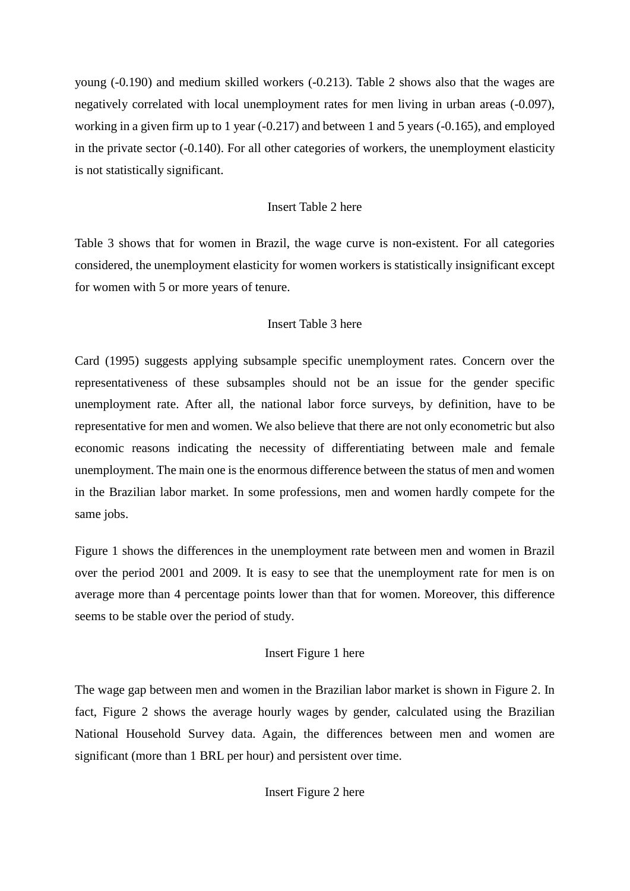young (-0.190) and medium skilled workers (-0.213). Table 2 shows also that the wages are negatively correlated with local unemployment rates for men living in urban areas (-0.097), working in a given firm up to 1 year (-0.217) and between 1 and 5 years (-0.165), and employed in the private sector (-0.140). For all other categories of workers, the unemployment elasticity is not statistically significant.

Insert Table 2 here

Table 3 shows that for women in Brazil, the wage curve is non-existent. For all categories considered, the unemployment elasticity for women workers is statistically insignificant except for women with 5 or more years of tenure.

Insert Table 3 here

Card (1995) suggests applying subsample specific unemployment rates. Concern over the representativeness of these subsamples should not be an issue for the gender specific unemployment rate. After all, the national labor force surveys, by definition, have to be representative for men and women. We also believe that there are not only econometric but also economic reasons indicating the necessity of differentiating between male and female unemployment. The main one is the enormous difference between the status of men and women in the Brazilian labor market. In some professions, men and women hardly compete for the same jobs.

Figure 1 shows the differences in the unemployment rate between men and women in Brazil over the period 2001 and 2009. It is easy to see that the unemployment rate for men is on average more than 4 percentage points lower than that for women. Moreover, this difference seems to be stable over the period of study.

Insert Figure 1 here

The wage gap between men and women in the Brazilian labor market is shown in Figure 2. In fact, Figure 2 shows the average hourly wages by gender, calculated using the Brazilian National Household Survey data. Again, the differences between men and women are significant (more than 1 BRL per hour) and persistent over time.

Insert Figure 2 here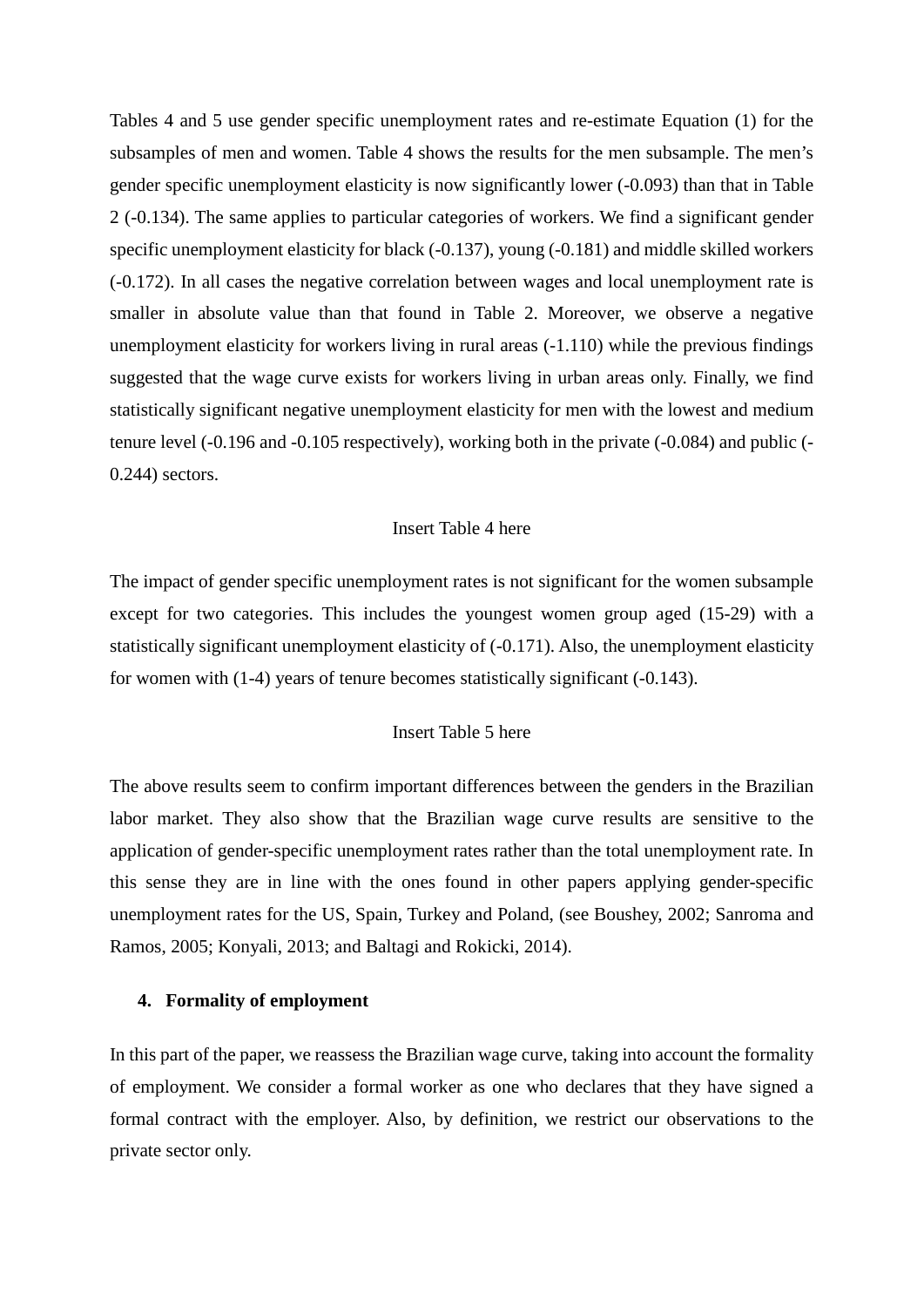Tables 4 and 5 use gender specific unemployment rates and re-estimate Equation (1) for the subsamples of men and women. Table 4 shows the results for the men subsample. The men's gender specific unemployment elasticity is now significantly lower (-0.093) than that in Table 2 (-0.134). The same applies to particular categories of workers. We find a significant gender specific unemployment elasticity for black (-0.137), young (-0.181) and middle skilled workers (-0.172). In all cases the negative correlation between wages and local unemployment rate is smaller in absolute value than that found in Table 2. Moreover, we observe a negative unemployment elasticity for workers living in rural areas (-1.110) while the previous findings suggested that the wage curve exists for workers living in urban areas only. Finally, we find statistically significant negative unemployment elasticity for men with the lowest and medium tenure level (-0.196 and -0.105 respectively), working both in the private (-0.084) and public (-0.244) sectors.

Insert Table 4 here

The impact of gender specific unemployment rates is not significant for the women subsample except for two categories. This includes the youngest women group aged (15-29) with a statistically significant unemployment elasticity of (-0.171). Also, the unemployment elasticity for women with (1-4) years of tenure becomes statistically significant (-0.143).

Insert Table 5 here

The above results seem to confirm important differences between the genders in the Brazilian labor market. They also show that the Brazilian wage curve results are sensitive to the application of gender-specific unemployment rates rather than the total unemployment rate. In this sense they are in line with the ones found in other papers applying gender-specific unemployment rates for the US, Spain, Turkey and Poland, (see Boushey, 2002; Sanroma and Ramos, 2005; Konyali, 2013; and Baltagi and Rokicki, 2014).

## 4. Formality of employment

In this part of the paper, we reassess the Brazilian wage curve, taking into account the formality of employment. We consider a formal worker as one who declares that they have signed a formal contract with the employer. Also, by definition, we restrict our observations to the private sector only.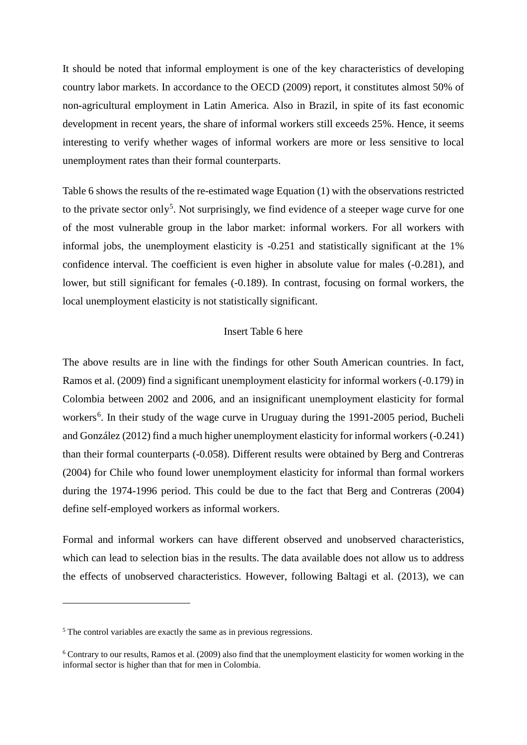It should be noted that informal employment is one of the key characteristics of developing country labor markets. In accordance to the OECD (2009) report, it constitutes almost 50% of non-agricultural employment in Latin America. Also in Brazil, in spite of its fast economic development in recent years, the share of informal workers still exceeds 25%. Hence, it seems interesting to verify whether wages of informal workers are more or less sensitive to local unemployment rates than their formal counterparts.

Table 6 shows the results of the re-estimated wage Equation (1) with the observations restricted to the private sector only[5]. Not surprisingly, we find evidence of a steeper wage curve for one of the most vulnerable group in the labor market: informal workers. For all workers with informal jobs, the unemployment elasticity is -0.251 and statistically significant at the 1% confidence interval. The coefficient is even higher in absolute value for males (-0.281), and lower, but still significant for females (-0.189). In contrast, focusing on formal workers, the local unemployment elasticity is not statistically significant.

Insert Table 6 here

The above results are in line with the findings for other South American countries. In fact, Ramos et al. (2009) find a significant unemployment elasticity for informal workers (-0.179) in Colombia between 2002 and 2006, and an insignificant unemployment elasticity for formal workers[6]. In their study of the wage curve in Uruguay during the 1991-2005 period, Bucheli and González (2012) find a much higher unemployment elasticity for informal workers (-0.241) than their formal counterparts (-0.058). Different results were obtained by Berg and Contreras (2004) for Chile who found lower unemployment elasticity for informal than formal workers during the 1974-1996 period. This could be due to the fact that Berg and Contreras (2004) define self-employed workers as informal workers.

Formal and informal workers can have different observed and unobserved characteristics, which can lead to selection bias in the results. The data available does not allow us to address the effects of unobserved characteristics. However, following Baltagi et al. (2013), we can

---

[5] The control variables are exactly the same as in previous regressions.

[6] Contrary to our results, Ramos et al. (2009) also find that the unemployment elasticity for women working in the informal sector is higher than that for men in Colombia.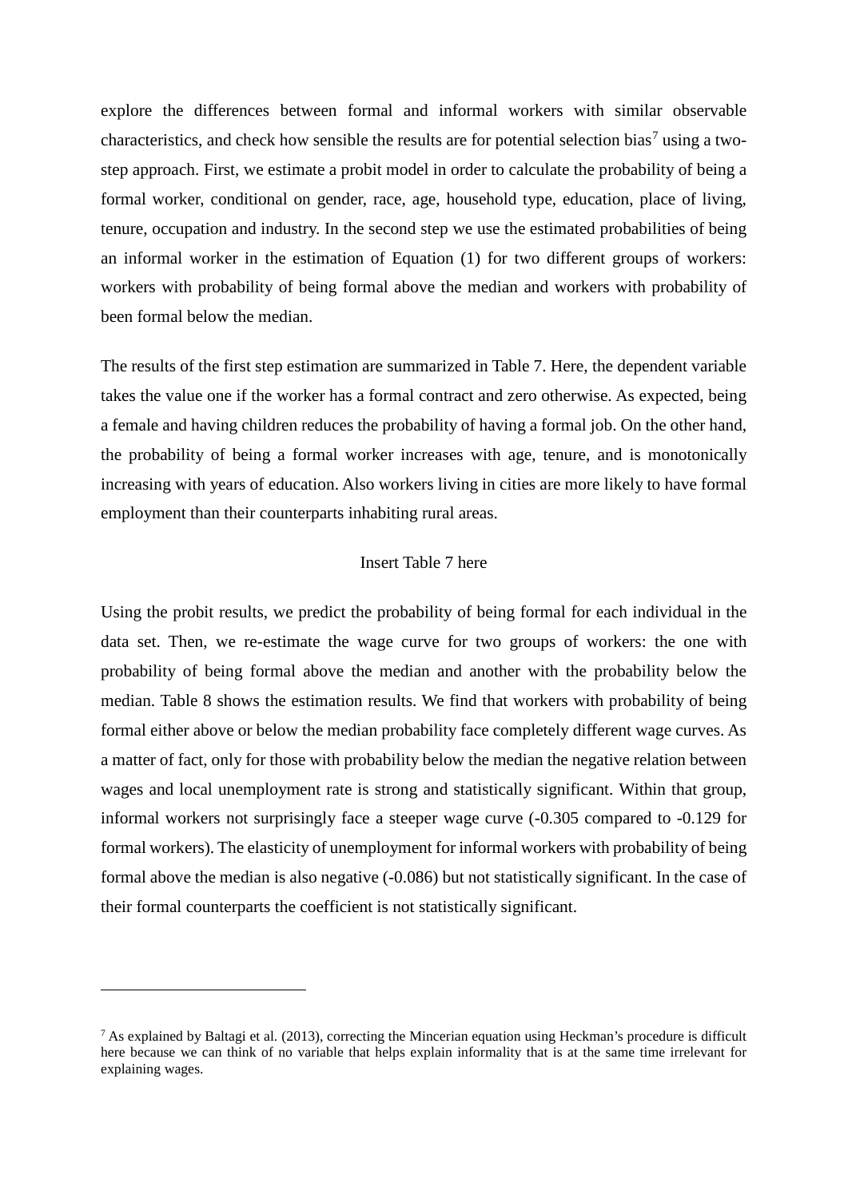explore the differences between formal and informal workers with similar observable characteristics, and check how sensible the results are for potential selection bias[7] using a two-step approach. First, we estimate a probit model in order to calculate the probability of being a formal worker, conditional on gender, race, age, household type, education, place of living, tenure, occupation and industry. In the second step we use the estimated probabilities of being an informal worker in the estimation of Equation (1) for two different groups of workers: workers with probability of being formal above the median and workers with probability of been formal below the median.

The results of the first step estimation are summarized in Table 7. Here, the dependent variable takes the value one if the worker has a formal contract and zero otherwise. As expected, being a female and having children reduces the probability of having a formal job. On the other hand, the probability of being a formal worker increases with age, tenure, and is monotonically increasing with years of education. Also workers living in cities are more likely to have formal employment than their counterparts inhabiting rural areas.

Insert Table 7 here

Using the probit results, we predict the probability of being formal for each individual in the data set. Then, we re-estimate the wage curve for two groups of workers: the one with probability of being formal above the median and another with the probability below the median. Table 8 shows the estimation results. We find that workers with probability of being formal either above or below the median probability face completely different wage curves. As a matter of fact, only for those with probability below the median the negative relation between wages and local unemployment rate is strong and statistically significant. Within that group, informal workers not surprisingly face a steeper wage curve (-0.305 compared to -0.129 for formal workers). The elasticity of unemployment for informal workers with probability of being formal above the median is also negative (-0.086) but not statistically significant. In the case of their formal counterparts the coefficient is not statistically significant.

---

[7] As explained by Baltagi et al. (2013), correcting the Mincerian equation using Heckman's procedure is difficult here because we can think of no variable that helps explain informality that is at the same time irrelevant for explaining wages.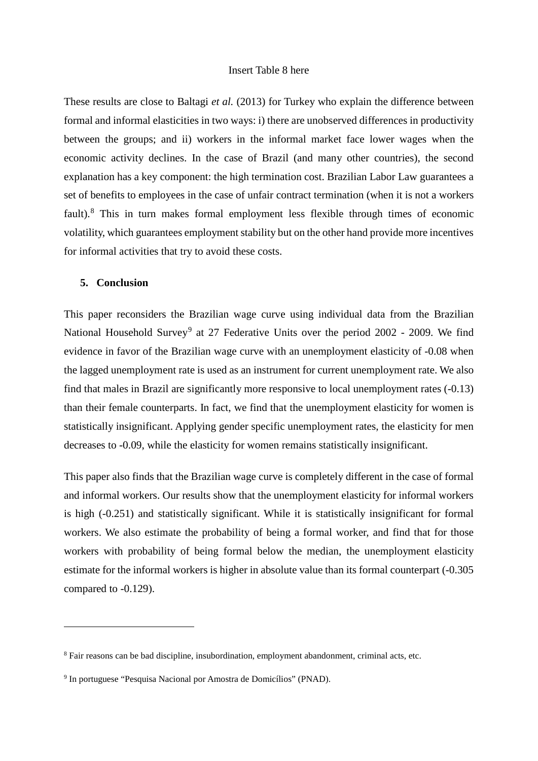Insert Table 8 here

These results are close to Baltagi *et al.* (2013) for Turkey who explain the difference between formal and informal elasticities in two ways: i) there are unobserved differences in productivity between the groups; and ii) workers in the informal market face lower wages when the economic activity declines. In the case of Brazil (and many other countries), the second explanation has a key component: the high termination cost. Brazilian Labor Law guarantees a set of benefits to employees in the case of unfair contract termination (when it is not a workers fault).[8] This in turn makes formal employment less flexible through times of economic volatility, which guarantees employment stability but on the other hand provide more incentives for informal activities that try to avoid these costs.

## 5. Conclusion

This paper reconsiders the Brazilian wage curve using individual data from the Brazilian National Household Survey[9] at 27 Federative Units over the period 2002 - 2009. We find evidence in favor of the Brazilian wage curve with an unemployment elasticity of -0.08 when the lagged unemployment rate is used as an instrument for current unemployment rate. We also find that males in Brazil are significantly more responsive to local unemployment rates (-0.13) than their female counterparts. In fact, we find that the unemployment elasticity for women is statistically insignificant. Applying gender specific unemployment rates, the elasticity for men decreases to -0.09, while the elasticity for women remains statistically insignificant.

This paper also finds that the Brazilian wage curve is completely different in the case of formal and informal workers. Our results show that the unemployment elasticity for informal workers is high (-0.251) and statistically significant. While it is statistically insignificant for formal workers. We also estimate the probability of being a formal worker, and find that for those workers with probability of being formal below the median, the unemployment elasticity estimate for the informal workers is higher in absolute value than its formal counterpart (-0.305 compared to -0.129).

---

[8] Fair reasons can be bad discipline, insubordination, employment abandonment, criminal acts, etc.

[9] In portuguese “Pesquisa Nacional por Amostra de Domicílios” (PNAD).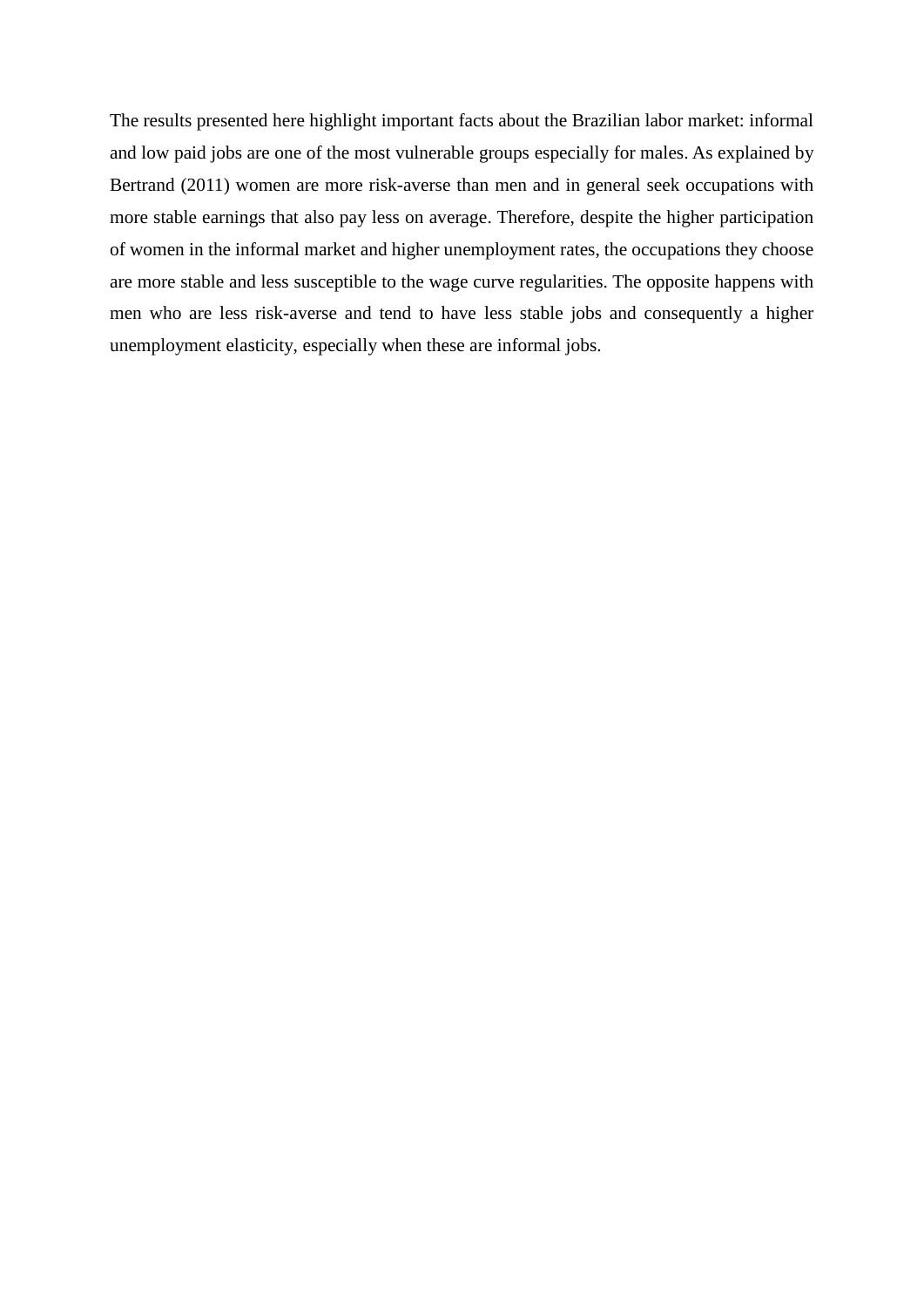The results presented here highlight important facts about the Brazilian labor market: informal and low paid jobs are one of the most vulnerable groups especially for males. As explained by Bertrand (2011) women are more risk-averse than men and in general seek occupations with more stable earnings that also pay less on average. Therefore, despite the higher participation of women in the informal market and higher unemployment rates, the occupations they choose are more stable and less susceptible to the wage curve regularities. The opposite happens with men who are less risk-averse and tend to have less stable jobs and consequently a higher unemployment elasticity, especially when these are informal jobs.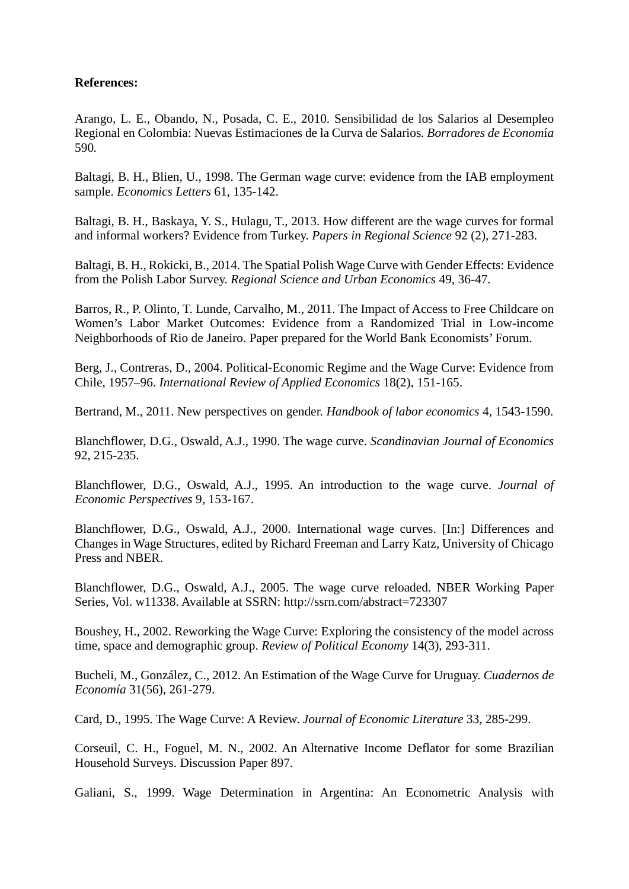**References:**

Arango, L. E., Obando, N., Posada, C. E., 2010. Sensibilidad de los Salarios al Desempleo Regional en Colombia: Nuevas Estimaciones de la Curva de Salarios*. Borradores de Economía* 590*.*

Baltagi, B. H., Blien, U., 1998. The German wage curve: evidence from the IAB employment sample. *Economics Letters* 61, 135-142.

Baltagi, B. H., Baskaya, Y. S., Hulagu, T., 2013. How different are the wage curves for formal and informal workers? Evidence from Turkey. *Papers in Regional Science* 92 (2), 271-283.

Baltagi, B. H., Rokicki, B., 2014. The Spatial Polish Wage Curve with Gender Effects: Evidence from the Polish Labor Survey. *Regional Science and Urban Economics* 49, 36-47.

Barros, R., P. Olinto, T. Lunde, Carvalho, M., 2011. The Impact of Access to Free Childcare on Women's Labor Market Outcomes: Evidence from a Randomized Trial in Low-income Neighborhoods of Rio de Janeiro. Paper prepared for the World Bank Economists' Forum.

Berg, J., Contreras, D., 2004. Political‐Economic Regime and the Wage Curve: Evidence from Chile, 1957–96. *International Review of Applied Economics* 18(2), 151-165.

Bertrand, M., 2011. New perspectives on gender*. Handbook of labor economics* 4, 1543-1590.

Blanchflower, D.G., Oswald, A.J., 1990. The wage curve. *Scandinavian Journal of Economics* 92, 215-235.

Blanchflower, D.G., Oswald, A.J., 1995. An introduction to the wage curve. *Journal of Economic Perspectives* 9, 153-167.

Blanchflower, D.G., Oswald, A.J., 2000. International wage curves. [In:] Differences and Changes in Wage Structures, edited by Richard Freeman and Larry Katz, University of Chicago Press and NBER.

Blanchflower, D.G., Oswald, A.J., 2005. The wage curve reloaded. NBER Working Paper Series, Vol. w11338. Available at SSRN: http://ssrn.com/abstract=723307

Boushey, H., 2002. Reworking the Wage Curve: Exploring the consistency of the model across time, space and demographic group. *Review of Political Economy* 14(3), 293-311.

Bucheli, M., González, C., 2012. An Estimation of the Wage Curve for Uruguay. *Cuadernos de Economía* 31(56), 261-279.

Card, D., 1995. The Wage Curve: A Review*. Journal of Economic Literature* 33, 285-299.

Corseuil, C. H., Foguel, M. N., 2002. An Alternative Income Deflator for some Brazilian Household Surveys. Discussion Paper 897.

Galiani, S., 1999. Wage Determination in Argentina: An Econometric Analysis with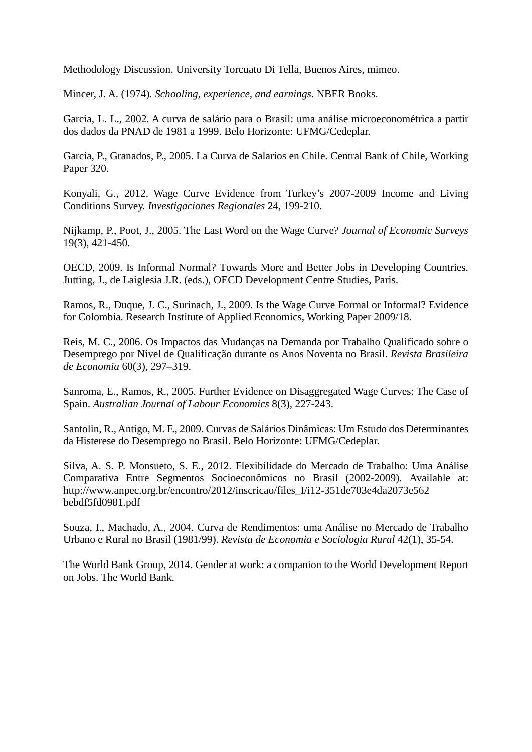Methodology Discussion. University Torcuato Di Tella, Buenos Aires, mimeo.

Mincer, J. A. (1974). *Schooling, experience, and earnings.* NBER Books.

Garcia, L. L., 2002. A curva de salário para o Brasil: uma análise microeconométrica a partir dos dados da PNAD de 1981 a 1999. Belo Horizonte: UFMG/Cedeplar.

García, P., Granados, P., 2005. La Curva de Salarios en Chile. Central Bank of Chile, Working Paper 320.

Konyali, G., 2012. Wage Curve Evidence from Turkey's 2007-2009 Income and Living Conditions Survey. *Investigaciones Regionales* 24, 199-210.

Nijkamp, P., Poot, J., 2005. The Last Word on the Wage Curve? *Journal of Economic Surveys* 19(3), 421-450.

OECD, 2009. Is Informal Normal? Towards More and Better Jobs in Developing Countries. Jutting, J., de Laiglesia J.R. (eds.), OECD Development Centre Studies, Paris.

Ramos, R., Duque, J. C., Surinach, J., 2009. Is the Wage Curve Formal or Informal? Evidence for Colombia. Research Institute of Applied Economics, Working Paper 2009/18.

Reis, M. C., 2006. Os Impactos das Mudanças na Demanda por Trabalho Qualificado sobre o Desemprego por Nível de Qualificação durante os Anos Noventa no Brasil. *Revista Brasileira de Economia* 60(3), 297–319.

Sanroma, E., Ramos, R., 2005. Further Evidence on Disaggregated Wage Curves: The Case of Spain. *Australian Journal of Labour Economics* 8(3), 227-243.

Santolin, R., Antigo, M. F., 2009. Curvas de Salários Dinâmicas: Um Estudo dos Determinantes da Histerese do Desemprego no Brasil. Belo Horizonte: UFMG/Cedeplar.

Silva, A. S. P. Monsueto, S. E., 2012. Flexibilidade do Mercado de Trabalho: Uma Análise Comparativa Entre Segmentos Socioeconômicos no Brasil (2002-2009). Available at: http://www.anpec.org.br/encontro/2012/inscricao/files_I/i12-351de703e4da2073e562 bebdf5fd0981.pdf

Souza, I., Machado, A., 2004. Curva de Rendimentos: uma Análise no Mercado de Trabalho Urbano e Rural no Brasil (1981/99). *Revista de Economia e Sociologia Rural* 42(1), 35-54.

The World Bank Group, 2014. Gender at work: a companion to the World Development Report on Jobs. The World Bank.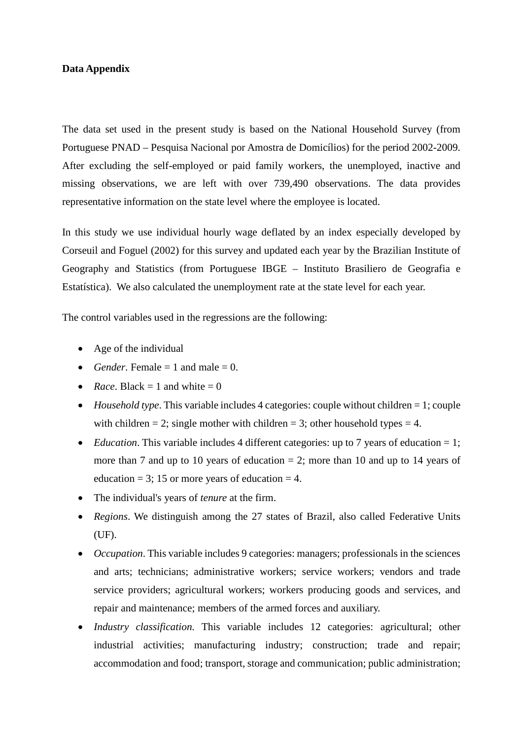**Data Appendix**

The data set used in the present study is based on the National Household Survey (from Portuguese PNAD – Pesquisa Nacional por Amostra de Domicílios) for the period 2002-2009. After excluding the self-employed or paid family workers, the unemployed, inactive and missing observations, we are left with over 739,490 observations. The data provides representative information on the state level where the employee is located.

In this study we use individual hourly wage deflated by an index especially developed by Corseuil and Foguel (2002) for this survey and updated each year by the Brazilian Institute of Geography and Statistics (from Portuguese IBGE – Instituto Brasiliero de Geografia e Estatística). We also calculated the unemployment rate at the state level for each year.

The control variables used in the regressions are the following:

- Age of the individual
- *Gender*. Female = 1 and male = 0.
- *Race*. Black = 1 and white = 0
- *Household type*. This variable includes 4 categories: couple without children = 1; couple with children = 2; single mother with children = 3; other household types = 4.
- *Education*. This variable includes 4 different categories: up to 7 years of education = 1; more than 7 and up to 10 years of education = 2; more than 10 and up to 14 years of education = 3; 15 or more years of education = 4.
- The individual's years of *tenure* at the firm.
- *Regions*. We distinguish among the 27 states of Brazil, also called Federative Units (UF).
- *Occupation*. This variable includes 9 categories: managers; professionals in the sciences and arts; technicians; administrative workers; service workers; vendors and trade service providers; agricultural workers; workers producing goods and services, and repair and maintenance; members of the armed forces and auxiliary.
- *Industry classification.* This variable includes 12 categories: agricultural; other industrial activities; manufacturing industry; construction; trade and repair; accommodation and food; transport, storage and communication; public administration;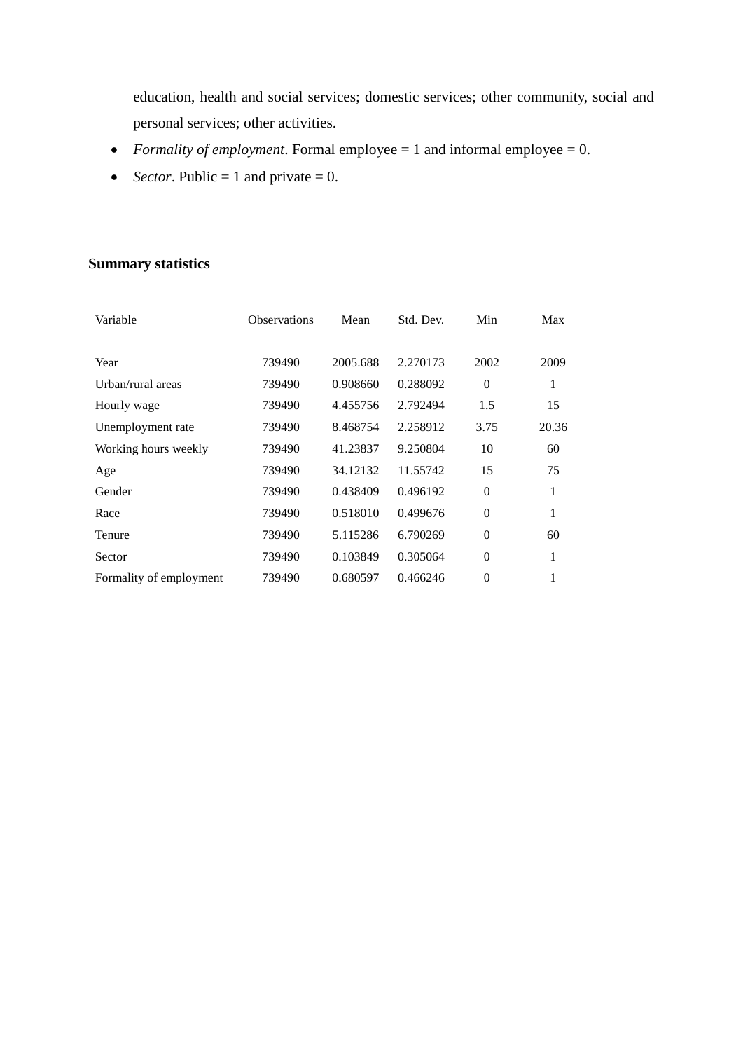education, health and social services; domestic services; other community, social and personal services; other activities.

- *Formality of employment*. Formal employee = 1 and informal employee = 0.
- *Sector*. Public = 1 and private = 0.

**Summary statistics**

| Variable | Observations | Mean | Std. Dev. | Min | Max |
|---|---|---|---|---|---|
| Year | 739490 | 2005.688 | 2.270173 | 2002 | 2009 |
| Urban/rural areas | 739490 | 0.908660 | 0.288092 | 0 | 1 |
| Hourly wage | 739490 | 4.455756 | 2.792494 | 1.5 | 15 |
| Unemployment rate | 739490 | 8.468754 | 2.258912 | 3.75 | 20.36 |
| Working hours weekly | 739490 | 41.23837 | 9.250804 | 10 | 60 |
| Age | 739490 | 34.12132 | 11.55742 | 15 | 75 |
| Gender | 739490 | 0.438409 | 0.496192 | 0 | 1 |
| Race | 739490 | 0.518010 | 0.499676 | 0 | 1 |
| Tenure | 739490 | 5.115286 | 6.790269 | 0 | 60 |
| Sector | 739490 | 0.103849 | 0.305064 | 0 | 1 |
| Formality of employment | 739490 | 0.680597 | 0.466246 | 0 | 1 |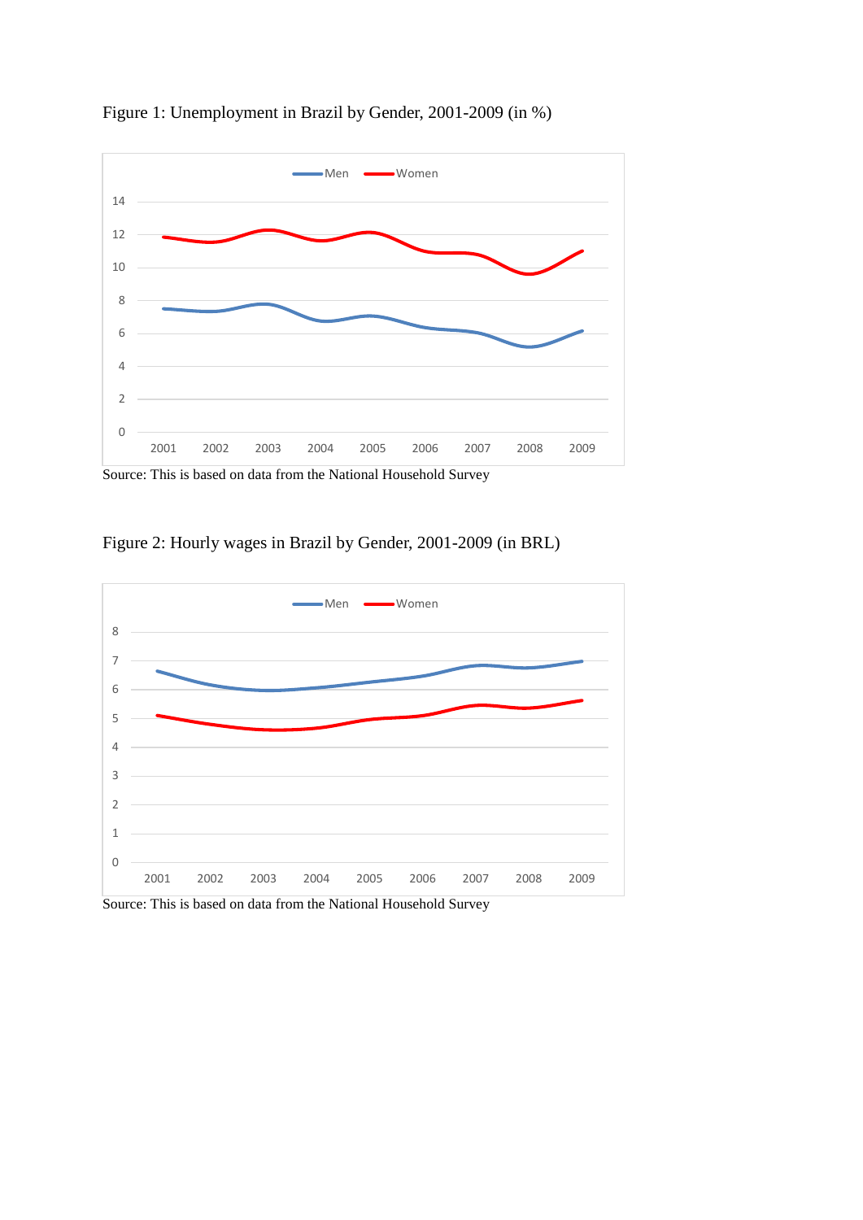Figure 1: Unemployment in Brazil by Gender, 2001-2009 (in %)

Source: This is based on data from the National Household Survey

Figure 2: Hourly wages in Brazil by Gender, 2001-2009 (in BRL)

Source: This is based on data from the National Household Survey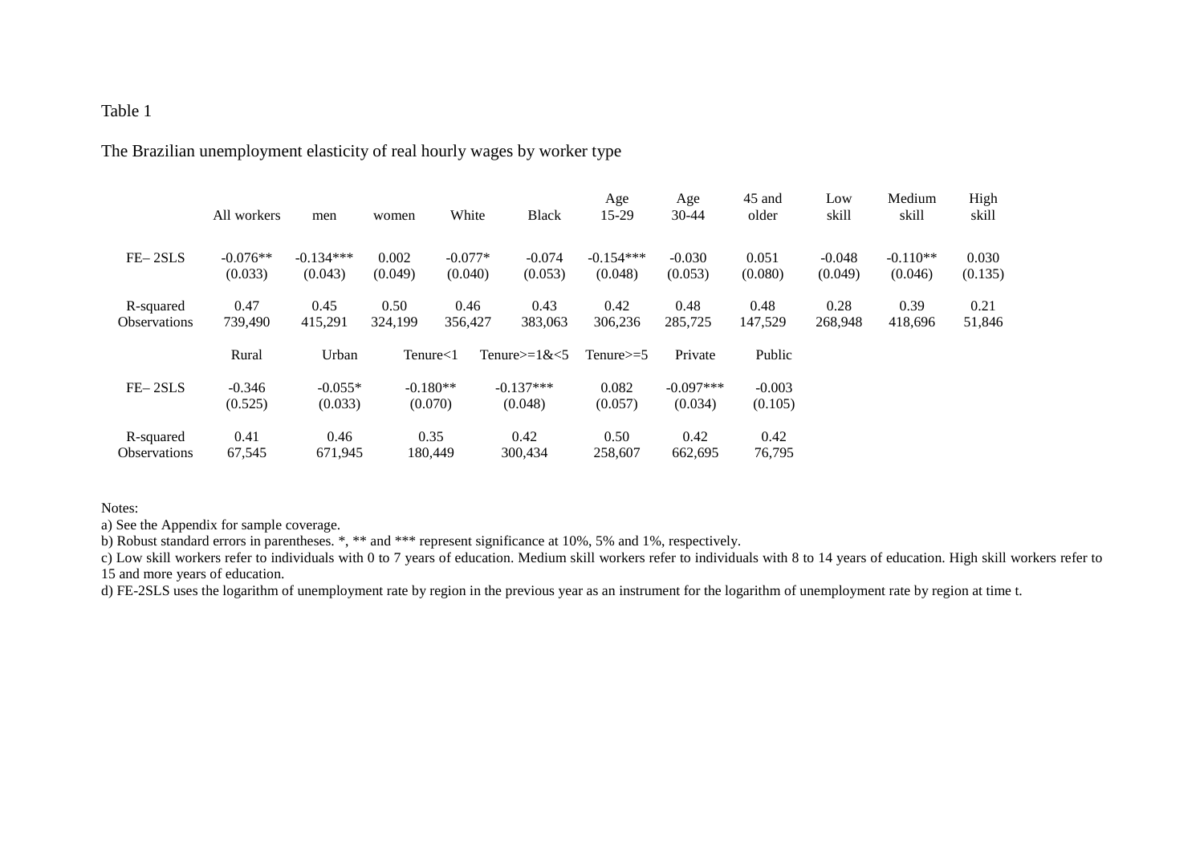Table 1

The Brazilian unemployment elasticity of real hourly wages by worker type

| | All workers | men | women | White | Black | Age 15-29 | Age 30-44 | 45 and older | Low skill | Medium skill | High skill |
|---|---|---|---|---|---|---|---|---|---|---|---|
| FE– 2SLS | -0.076** | -0.134*** | 0.002 | -0.077* | -0.074 | -0.154*** | -0.030 | 0.051 | -0.048 | -0.110** | 0.030 |
| | (0.033) | (0.043) | (0.049) | (0.040) | (0.053) | (0.048) | (0.053) | (0.080) | (0.049) | (0.046) | (0.135) |
| R-squared | 0.47 | 0.45 | 0.50 | 0.46 | 0.43 | 0.42 | 0.48 | 0.48 | 0.28 | 0.39 | 0.21 |
| Observations | 739,490 | 415,291 | 324,199 | 356,427 | 383,063 | 306,236 | 285,725 | 147,529 | 268,948 | 418,696 | 51,846 |

| | Rural | Urban | Tenure<1 | Tenure>=1&<5 | Tenure>=5 | Private | Public |
|---|---|---|---|---|---|---|---|
| FE– 2SLS | -0.346 | -0.055* | -0.180** | -0.137*** | 0.082 | -0.097*** | -0.003 |
| | (0.525) | (0.033) | (0.070) | (0.048) | (0.057) | (0.034) | (0.105) |
| R-squared | 0.41 | 0.46 | 0.35 | 0.42 | 0.50 | 0.42 | 0.42 |
| Observations | 67,545 | 671,945 | 180,449 | 300,434 | 258,607 | 662,695 | 76,795 |

Notes:

a) See the Appendix for sample coverage.

b) Robust standard errors in parentheses. *, ** and *** represent significance at 10%, 5% and 1%, respectively.

c) Low skill workers refer to individuals with 0 to 7 years of education. Medium skill workers refer to individuals with 8 to 14 years of education. High skill workers refer to 15 and more years of education.

d) FE-2SLS uses the logarithm of unemployment rate by region in the previous year as an instrument for the logarithm of unemployment rate by region at time t.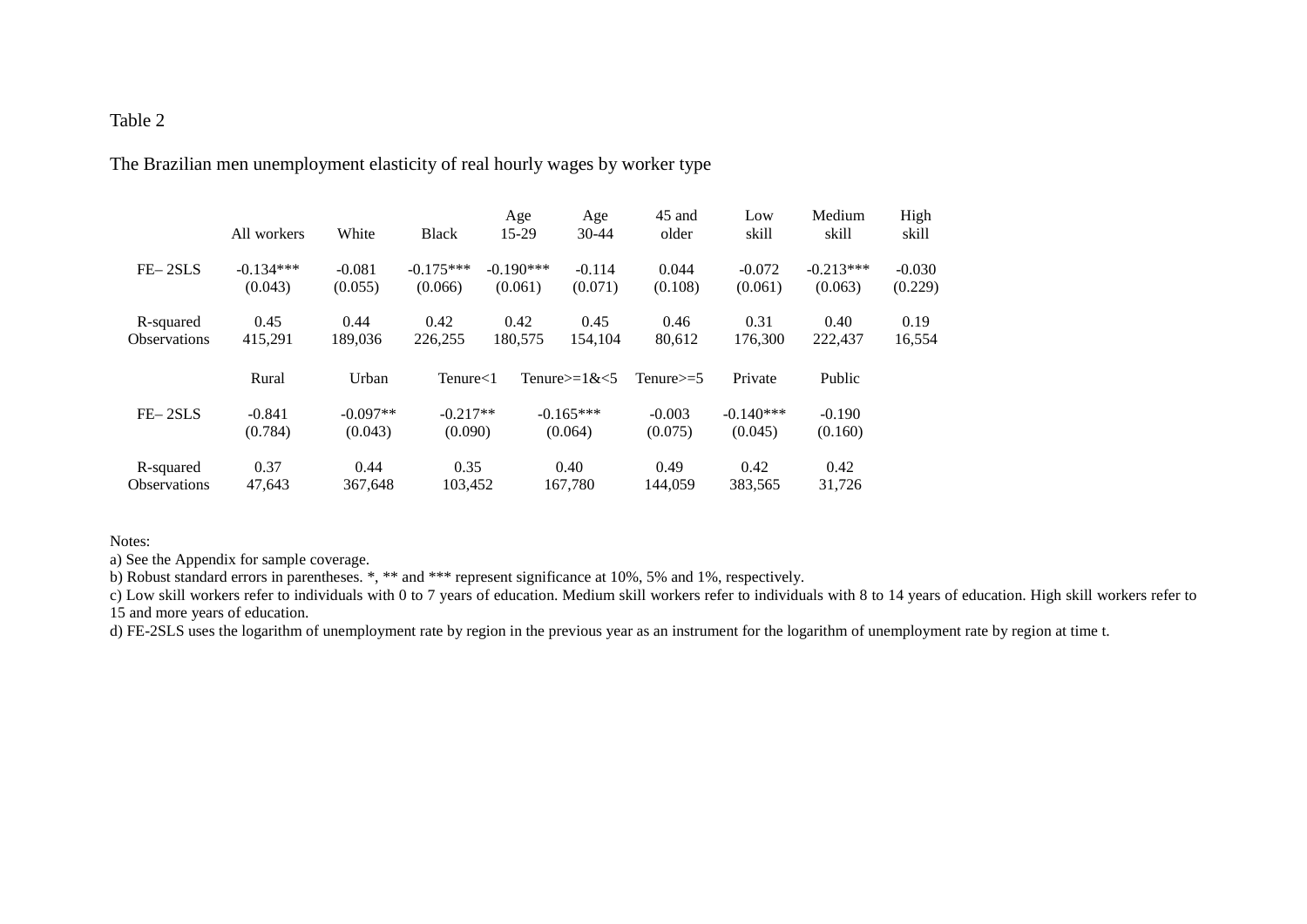Table 2

The Brazilian men unemployment elasticity of real hourly wages by worker type

|  | All workers | White | Black | Age 15-29 | Age 30-44 | 45 and older | Low skill | Medium skill | High skill |
|---|---|---|---|---|---|---|---|---|---|
| FE– 2SLS | -0.134*** | -0.081 | -0.175*** | -0.190*** | -0.114 | 0.044 | -0.072 | -0.213*** | -0.030 |
|  | (0.043) | (0.055) | (0.066) | (0.061) | (0.071) | (0.108) | (0.061) | (0.063) | (0.229) |
| R-squared | 0.45 | 0.44 | 0.42 | 0.42 | 0.45 | 0.46 | 0.31 | 0.40 | 0.19 |
| Observations | 415,291 | 189,036 | 226,255 | 180,575 | 154,104 | 80,612 | 176,300 | 222,437 | 16,554 |

|  | Rural | Urban | Tenure<1 | Tenure>=1&<5 | Tenure>=5 | Private | Public |
|---|---|---|---|---|---|---|---|
| FE– 2SLS | -0.841 | -0.097** | -0.217** | -0.165*** | -0.003 | -0.140*** | -0.190 |
|  | (0.784) | (0.043) | (0.090) | (0.064) | (0.075) | (0.045) | (0.160) |
| R-squared | 0.37 | 0.44 | 0.35 | 0.40 | 0.49 | 0.42 | 0.42 |
| Observations | 47,643 | 367,648 | 103,452 | 167,780 | 144,059 | 383,565 | 31,726 |

Notes:

a) See the Appendix for sample coverage.

b) Robust standard errors in parentheses. *, ** and *** represent significance at 10%, 5% and 1%, respectively.

c) Low skill workers refer to individuals with 0 to 7 years of education. Medium skill workers refer to individuals with 8 to 14 years of education. High skill workers refer to 15 and more years of education.

d) FE-2SLS uses the logarithm of unemployment rate by region in the previous year as an instrument for the logarithm of unemployment rate by region at time t.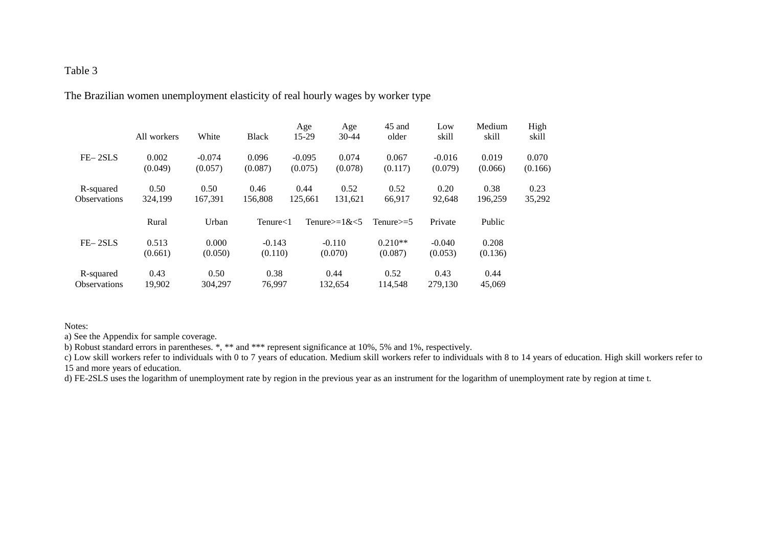Table 3

The Brazilian women unemployment elasticity of real hourly wages by worker type

| | All workers | White | Black | Age 15-29 | Age 30-44 | 45 and older | Low skill | Medium skill | High skill |
|---|---|---|---|---|---|---|---|---|---|
| FE– 2SLS | 0.002 | -0.074 | 0.096 | -0.095 | 0.074 | 0.067 | -0.016 | 0.019 | 0.070 |
| | (0.049) | (0.057) | (0.087) | (0.075) | (0.078) | (0.117) | (0.079) | (0.066) | (0.166) |
| R-squared | 0.50 | 0.50 | 0.46 | 0.44 | 0.52 | 0.52 | 0.20 | 0.38 | 0.23 |
| Observations | 324,199 | 167,391 | 156,808 | 125,661 | 131,621 | 66,917 | 92,648 | 196,259 | 35,292 |

| | Rural | Urban | Tenure<1 | Tenure>=1&<5 | Tenure>=5 | Private | Public |
|---|---|---|---|---|---|---|---|
| FE– 2SLS | 0.513 | 0.000 | -0.143 | -0.110 | 0.210** | -0.040 | 0.208 |
| | (0.661) | (0.050) | (0.110) | (0.070) | (0.087) | (0.053) | (0.136) |
| R-squared | 0.43 | 0.50 | 0.38 | 0.44 | 0.52 | 0.43 | 0.44 |
| Observations | 19,902 | 304,297 | 76,997 | 132,654 | 114,548 | 279,130 | 45,069 |

Notes:

a) See the Appendix for sample coverage.

b) Robust standard errors in parentheses. *, ** and *** represent significance at 10%, 5% and 1%, respectively.

c) Low skill workers refer to individuals with 0 to 7 years of education. Medium skill workers refer to individuals with 8 to 14 years of education. High skill workers refer to 15 and more years of education.

d) FE-2SLS uses the logarithm of unemployment rate by region in the previous year as an instrument for the logarithm of unemployment rate by region at time t.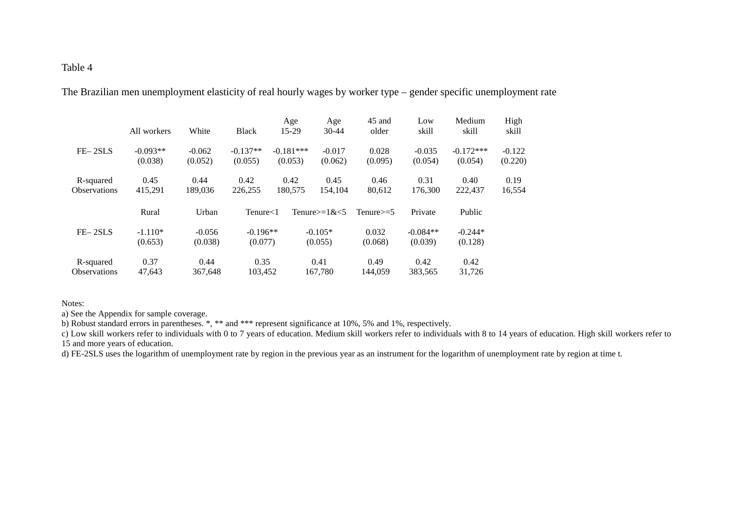Table 4

The Brazilian men unemployment elasticity of real hourly wages by worker type – gender specific unemployment rate

| | All workers | White | Black | Age 15-29 | Age 30-44 | 45 and older | Low skill | Medium skill | High skill |
|---|---|---|---|---|---|---|---|---|---|
| FE– 2SLS | -0.093** | -0.062 | -0.137** | -0.181*** | -0.017 | 0.028 | -0.035 | -0.172*** | -0.122 |
| | (0.038) | (0.052) | (0.055) | (0.053) | (0.062) | (0.095) | (0.054) | (0.054) | (0.220) |
| R-squared | 0.45 | 0.44 | 0.42 | 0.42 | 0.45 | 0.46 | 0.31 | 0.40 | 0.19 |
| Observations | 415,291 | 189,036 | 226,255 | 180,575 | 154,104 | 80,612 | 176,300 | 222,437 | 16,554 |

| | Rural | Urban | Tenure<1 | Tenure>=1&<5 | Tenure>=5 | Private | Public |
|---|---|---|---|---|---|---|---|
| FE– 2SLS | -1.110* | -0.056 | -0.196** | -0.105* | 0.032 | -0.084** | -0.244* |
| | (0.653) | (0.038) | (0.077) | (0.055) | (0.068) | (0.039) | (0.128) |
| R-squared | 0.37 | 0.44 | 0.35 | 0.41 | 0.49 | 0.42 | 0.42 |
| Observations | 47,643 | 367,648 | 103,452 | 167,780 | 144,059 | 383,565 | 31,726 |

Notes:
a) See the Appendix for sample coverage.
b) Robust standard errors in parentheses. *, ** and *** represent significance at 10%, 5% and 1%, respectively.
c) Low skill workers refer to individuals with 0 to 7 years of education. Medium skill workers refer to individuals with 8 to 14 years of education. High skill workers refer to 15 and more years of education.
d) FE-2SLS uses the logarithm of unemployment rate by region in the previous year as an instrument for the logarithm of unemployment rate by region at time t.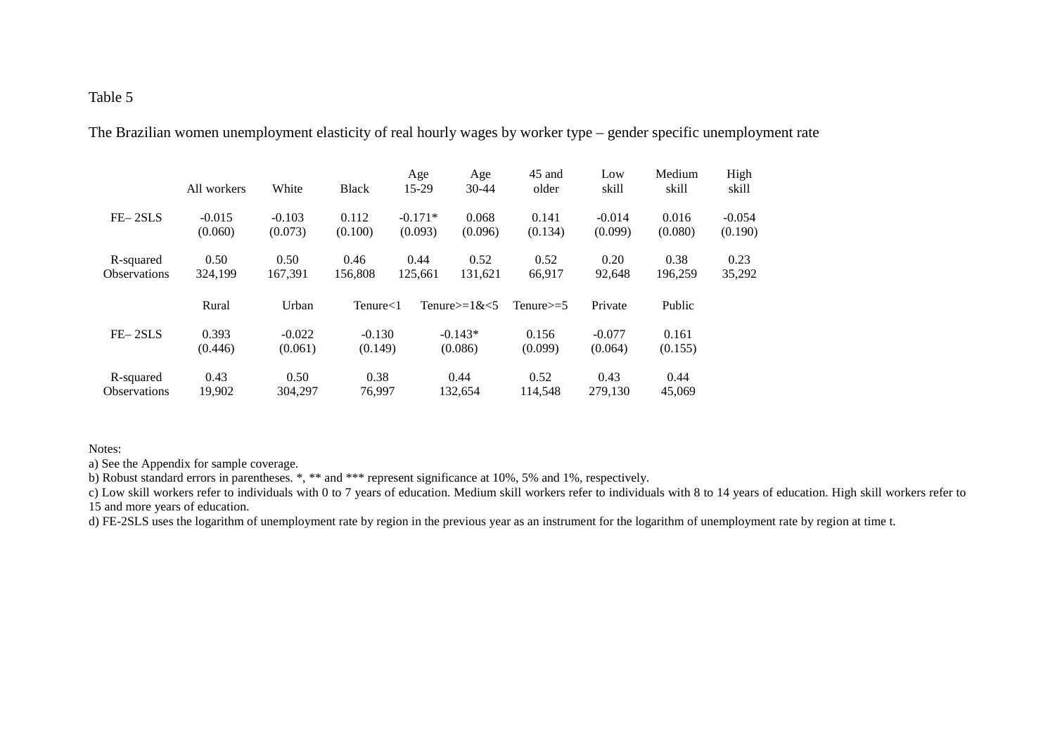Table 5

The Brazilian women unemployment elasticity of real hourly wages by worker type – gender specific unemployment rate

| | All workers | White | Black | Age 15-29 | Age 30-44 | 45 and older | Low skill | Medium skill | High skill |
|---|---|---|---|---|---|---|---|---|---|
| FE– 2SLS | -0.015 | -0.103 | 0.112 | -0.171* | 0.068 | 0.141 | -0.014 | 0.016 | -0.054 |
| | (0.060) | (0.073) | (0.100) | (0.093) | (0.096) | (0.134) | (0.099) | (0.080) | (0.190) |
| R-squared | 0.50 | 0.50 | 0.46 | 0.44 | 0.52 | 0.52 | 0.20 | 0.38 | 0.23 |
| Observations | 324,199 | 167,391 | 156,808 | 125,661 | 131,621 | 66,917 | 92,648 | 196,259 | 35,292 |

| | Rural | Urban | Tenure<1 | Tenure>=1&<5 | Tenure>=5 | Private | Public |
|---|---|---|---|---|---|---|---|
| FE– 2SLS | 0.393 | -0.022 | -0.130 | -0.143* | 0.156 | -0.077 | 0.161 |
| | (0.446) | (0.061) | (0.149) | (0.086) | (0.099) | (0.064) | (0.155) |
| R-squared | 0.43 | 0.50 | 0.38 | 0.44 | 0.52 | 0.43 | 0.44 |
| Observations | 19,902 | 304,297 | 76,997 | 132,654 | 114,548 | 279,130 | 45,069 |

Notes:

a) See the Appendix for sample coverage.

b) Robust standard errors in parentheses. *, ** and *** represent significance at 10%, 5% and 1%, respectively.

c) Low skill workers refer to individuals with 0 to 7 years of education. Medium skill workers refer to individuals with 8 to 14 years of education. High skill workers refer to 15 and more years of education.

d) FE-2SLS uses the logarithm of unemployment rate by region in the previous year as an instrument for the logarithm of unemployment rate by region at time t.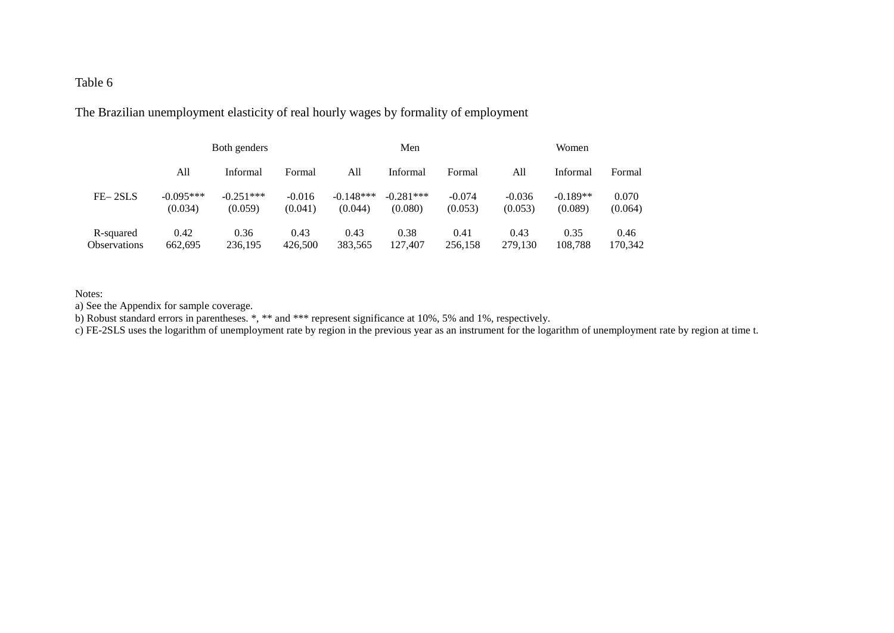Table 6

The Brazilian unemployment elasticity of real hourly wages by formality of employment

| | Both genders | | | Men | | | Women | | |
|---|---|---|---|---|---|---|---|---|---|
| | All | Informal | Formal | All | Informal | Formal | All | Informal | Formal |
| FE– 2SLS | -0.095*** | -0.251*** | -0.016 | -0.148*** | -0.281*** | -0.074 | -0.036 | -0.189** | 0.070 |
| | (0.034) | (0.059) | (0.041) | (0.044) | (0.080) | (0.053) | (0.053) | (0.089) | (0.064) |
| R-squared | 0.42 | 0.36 | 0.43 | 0.43 | 0.38 | 0.41 | 0.43 | 0.35 | 0.46 |
| Observations | 662,695 | 236,195 | 426,500 | 383,565 | 127,407 | 256,158 | 279,130 | 108,788 | 170,342 |

Notes:
a) See the Appendix for sample coverage.
b) Robust standard errors in parentheses. *, ** and *** represent significance at 10%, 5% and 1%, respectively.
c) FE-2SLS uses the logarithm of unemployment rate by region in the previous year as an instrument for the logarithm of unemployment rate by region at time t.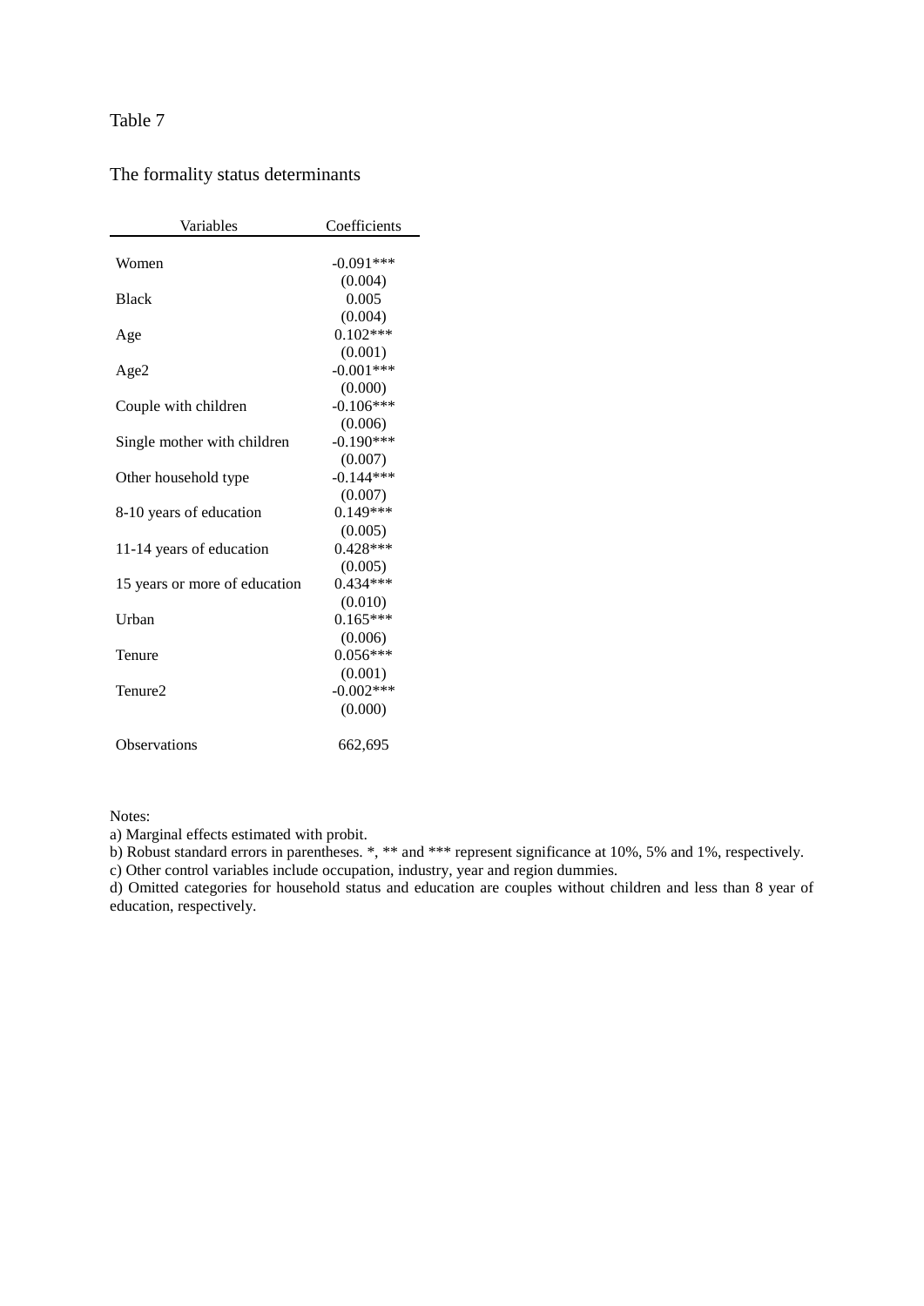Table 7

The formality status determinants

| Variables | Coefficients |
|---|---|
| Women | -0.091*** |
| | (0.004) |
| Black | 0.005 |
| | (0.004) |
| Age | 0.102*** |
| | (0.001) |
| Age2 | -0.001*** |
| | (0.000) |
| Couple with children | -0.106*** |
| | (0.006) |
| Single mother with children | -0.190*** |
| | (0.007) |
| Other household type | -0.144*** |
| | (0.007) |
| 8-10 years of education | 0.149*** |
| | (0.005) |
| 11-14 years of education | 0.428*** |
| | (0.005) |
| 15 years or more of education | 0.434*** |
| | (0.010) |
| Urban | 0.165*** |
| | (0.006) |
| Tenure | 0.056*** |
| | (0.001) |
| Tenure2 | -0.002*** |
| | (0.000) |
| Observations | 662,695 |

Notes:

a) Marginal effects estimated with probit.

b) Robust standard errors in parentheses. *, ** and *** represent significance at 10%, 5% and 1%, respectively.

c) Other control variables include occupation, industry, year and region dummies.

d) Omitted categories for household status and education are couples without children and less than 8 year of education, respectively.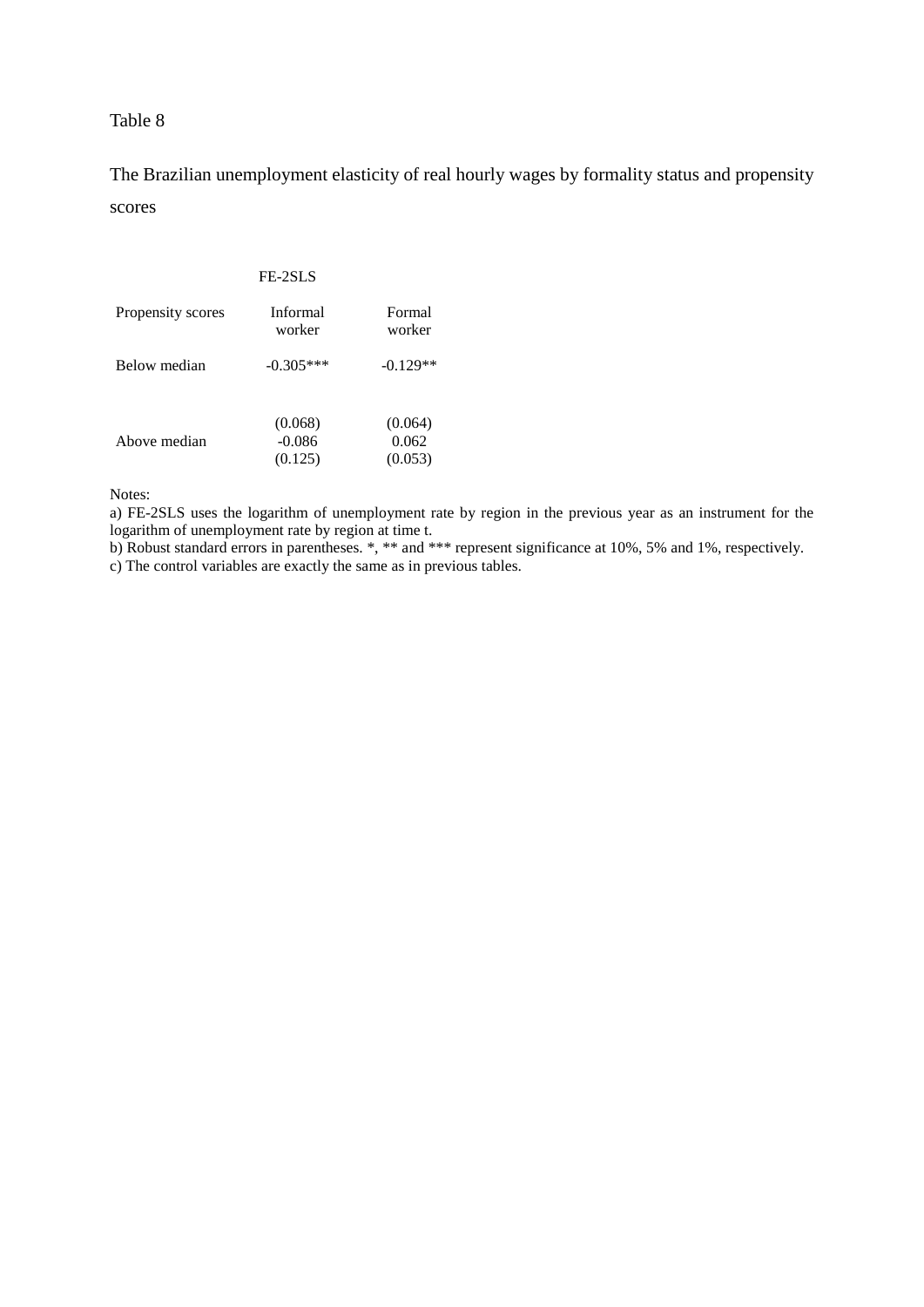Table 8

The Brazilian unemployment elasticity of real hourly wages by formality status and propensity scores

| | FE-2SLS | |
|---|---|---|
| Propensity scores | Informal worker | Formal worker |
| Below median | -0.305*** | -0.129** |
| | (0.068) | (0.064) |
| Above median | -0.086 | 0.062 |
| | (0.125) | (0.053) |

Notes:

a) FE-2SLS uses the logarithm of unemployment rate by region in the previous year as an instrument for the logarithm of unemployment rate by region at time t.

b) Robust standard errors in parentheses. *, ** and *** represent significance at 10%, 5% and 1%, respectively.

c) The control variables are exactly the same as in previous tables.